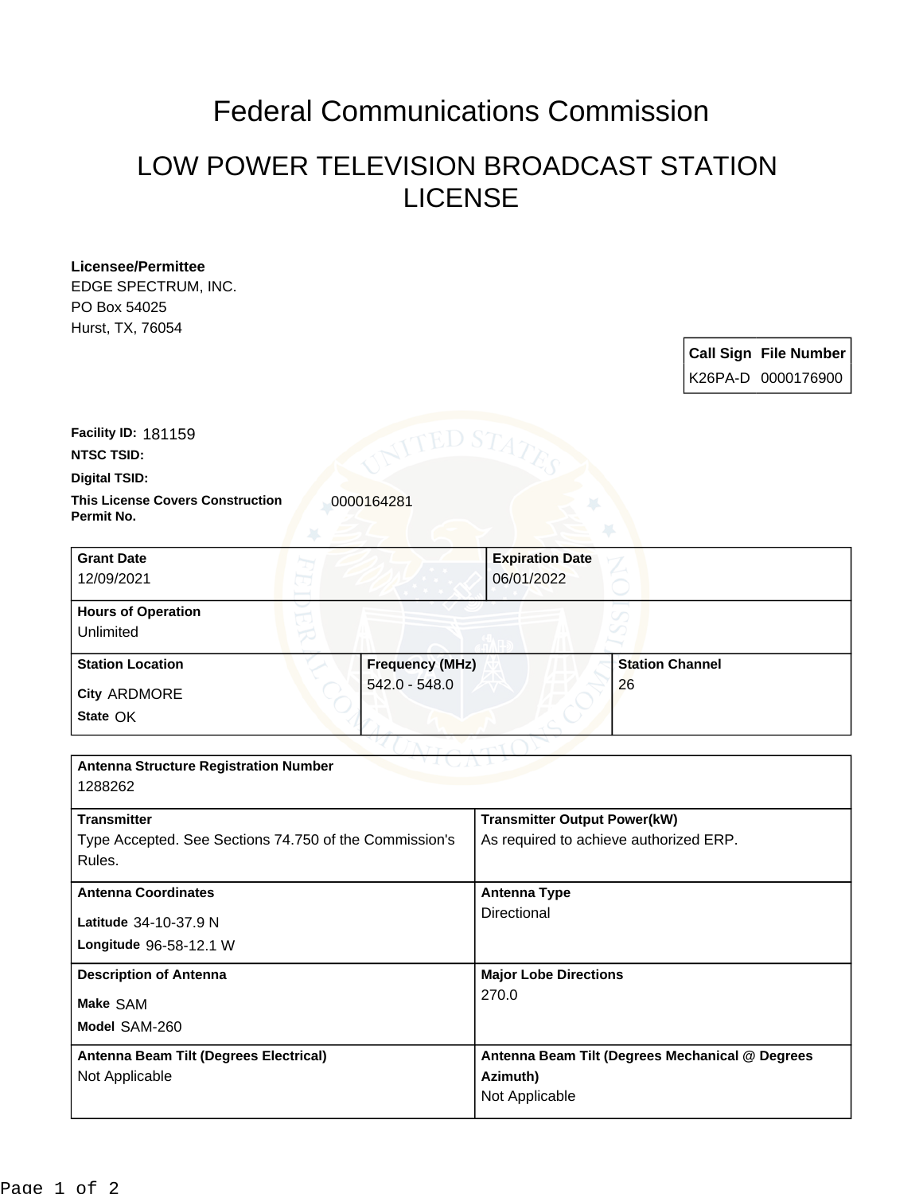# Federal Communications Commission

## LOW POWER TELEVISION BROADCAST STATION LICENSE

**Licensee/Permittee**
EDGE SPECTRUM, INC.
PO Box 54025
Hurst, TX, 76054

| Call Sign | File Number |
|---|---|
| K26PA-D | 0000176900 |

**Facility ID:** 181159

**NTSC TSID:**

**Digital TSID:**

**This License Covers Construction Permit No.** 0000164281

| Grant Date | Expiration Date |
|---|---|
| 12/09/2021 | 06/01/2022 |

**Hours of Operation**
Unlimited

| Station Location | Frequency (MHz) | Station Channel |
|---|---|---|
| City ARDMORE<br>State OK | 542.0 - 548.0 | 26 |

**Antenna Structure Registration Number**
1288262

| Transmitter | Transmitter Output Power(kW) |
|---|---|
| Type Accepted. See Sections 74.750 of the Commission's Rules. | As required to achieve authorized ERP. |

| Antenna Coordinates | Antenna Type |
|---|---|
| Latitude 34-10-37.9 N<br>Longitude 96-58-12.1 W | Directional |

| Description of Antenna | Major Lobe Directions |
|---|---|
| Make SAM<br>Model SAM-260 | 270.0 |

| Antenna Beam Tilt (Degrees Electrical) | Antenna Beam Tilt (Degrees Mechanical @ Degrees Azimuth) |
|---|---|
| Not Applicable | Not Applicable |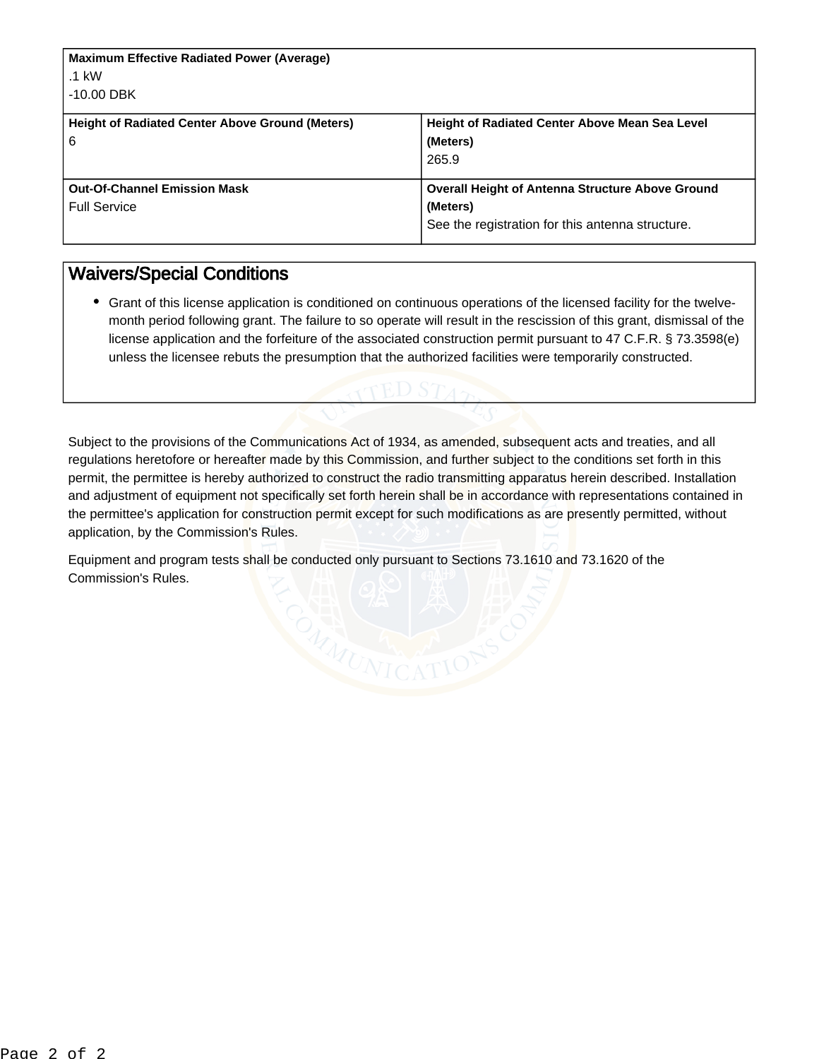| | |
|---|---|
| **Maximum Effective Radiated Power (Average)**<br>.1 kW<br>-10.00 DBK | |
| **Height of Radiated Center Above Ground (Meters)**<br>6 | **Height of Radiated Center Above Mean Sea Level (Meters)**<br>265.9 |
| **Out-Of-Channel Emission Mask**<br>Full Service | **Overall Height of Antenna Structure Above Ground (Meters)**<br>See the registration for this antenna structure. |

## Waivers/Special Conditions

- Grant of this license application is conditioned on continuous operations of the licensed facility for the twelve-month period following grant. The failure to so operate will result in the rescission of this grant, dismissal of the license application and the forfeiture of the associated construction permit pursuant to 47 C.F.R. § 73.3598(e) unless the licensee rebuts the presumption that the authorized facilities were temporarily constructed.

Subject to the provisions of the Communications Act of 1934, as amended, subsequent acts and treaties, and all regulations heretofore or hereafter made by this Commission, and further subject to the conditions set forth in this permit, the permittee is hereby authorized to construct the radio transmitting apparatus herein described. Installation and adjustment of equipment not specifically set forth herein shall be in accordance with representations contained in the permittee's application for construction permit except for such modifications as are presently permitted, without application, by the Commission's Rules.

Equipment and program tests shall be conducted only pursuant to Sections 73.1610 and 73.1620 of the Commission's Rules.